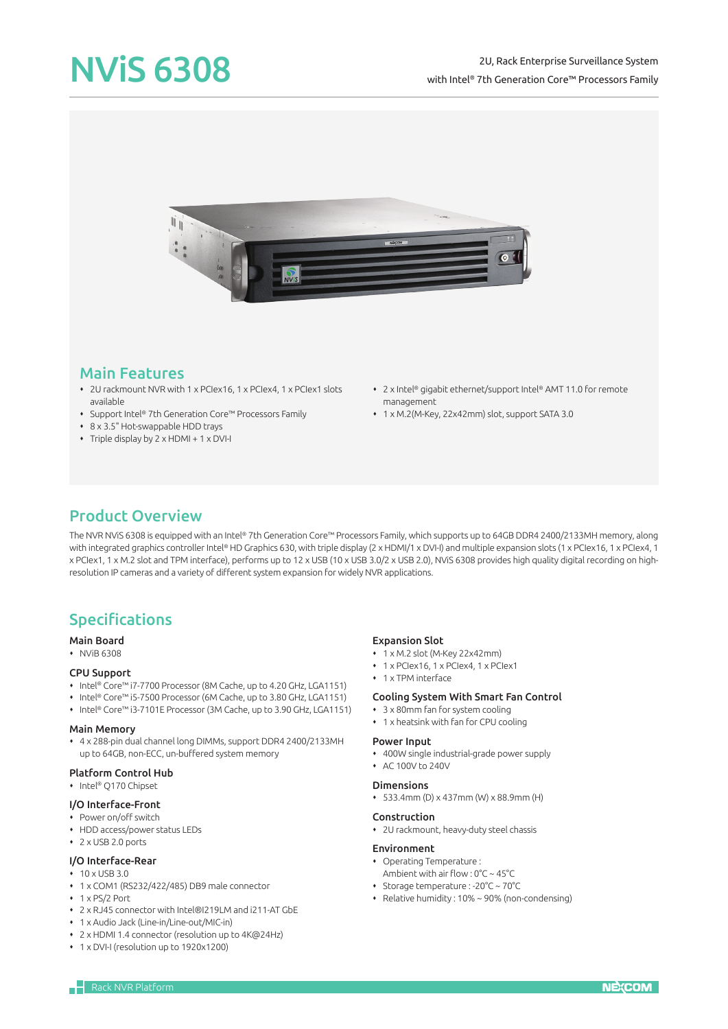# NViS 6308

2U, Rack Enterprise Surveillance System
with Intel® 7th Generation Core™ Processors Family

## Main Features

- 2U rackmount NVR with 1 x PCIex16, 1 x PCIex4, 1 x PCIex1 slots available
- Support Intel® 7th Generation Core™ Processors Family
- 8 x 3.5" Hot-swappable HDD trays
- Triple display by 2 x HDMI + 1 x DVI-I
- 2 x Intel® gigabit ethernet/support Intel® AMT 11.0 for remote management
- 1 x M.2(M-Key, 22x42mm) slot, support SATA 3.0

## Product Overview

The NVR NViS 6308 is equipped with an Intel® 7th Generation Core™ Processors Family, which supports up to 64GB DDR4 2400/2133MH memory, along with integrated graphics controller Intel® HD Graphics 630, with triple display (2 x HDMI/1 x DVI-I) and multiple expansion slots (1 x PCIex16, 1 x PCIex4, 1 x PCIex1, 1 x M.2 slot and TPM interface), performs up to 12 x USB (10 x USB 3.0/2 x USB 2.0), NViS 6308 provides high quality digital recording on high-resolution IP cameras and a variety of different system expansion for widely NVR applications.

## Specifications

### Main Board
- NViB 6308

### CPU Support
- Intel® Core™ i7-7700 Processor (8M Cache, up to 4.20 GHz, LGA1151)
- Intel® Core™ i5-7500 Processor (6M Cache, up to 3.80 GHz, LGA1151)
- Intel® Core™ i3-7101E Processor (3M Cache, up to 3.90 GHz, LGA1151)

### Main Memory
- 4 x 288-pin dual channel long DIMMs, support DDR4 2400/2133MH up to 64GB, non-ECC, un-buffered system memory

### Platform Control Hub
- Intel® Q170 Chipset

### I/O Interface-Front
- Power on/off switch
- HDD access/power status LEDs
- 2 x USB 2.0 ports

### I/O Interface-Rear
- 10 x USB 3.0
- 1 x COM1 (RS232/422/485) DB9 male connector
- 1 x PS/2 Port
- 2 x RJ45 connector with Intel®I219LM and i211-AT GbE
- 1 x Audio Jack (Line-in/Line-out/MIC-in)
- 2 x HDMI 1.4 connector (resolution up to 4K@24Hz)
- 1 x DVI-I (resolution up to 1920x1200)

### Expansion Slot
- 1 x M.2 slot (M-Key 22x42mm)
- 1 x PCIex16, 1 x PCIex4, 1 x PCIex1
- 1 x TPM interface

### Cooling System With Smart Fan Control
- 3 x 80mm fan for system cooling
- 1 x heatsink with fan for CPU cooling

### Power Input
- 400W single industrial-grade power supply
- AC 100V to 240V

### Dimensions
- 533.4mm (D) x 437mm (W) x 88.9mm (H)

### Construction
- 2U rackmount, heavy-duty steel chassis

### Environment
- Operating Temperature :
  Ambient with air flow : 0°C ~ 45°C
- Storage temperature : -20°C ~ 70°C
- Relative humidity : 10% ~ 90% (non-condensing)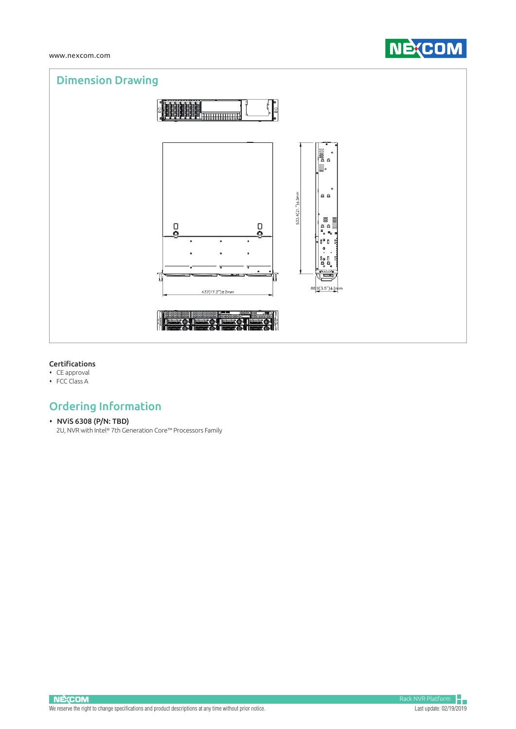## Dimension Drawing

533.4(21.")±3mm

437(17.2")±2mm

88.9(3.5")±2mm

### Certifications

- CE approval
- FCC Class A

## Ordering Information

- **NViS 6308 (P/N: TBD)**
  2U, NVR with Intel® 7th Generation Core™ Processors Family